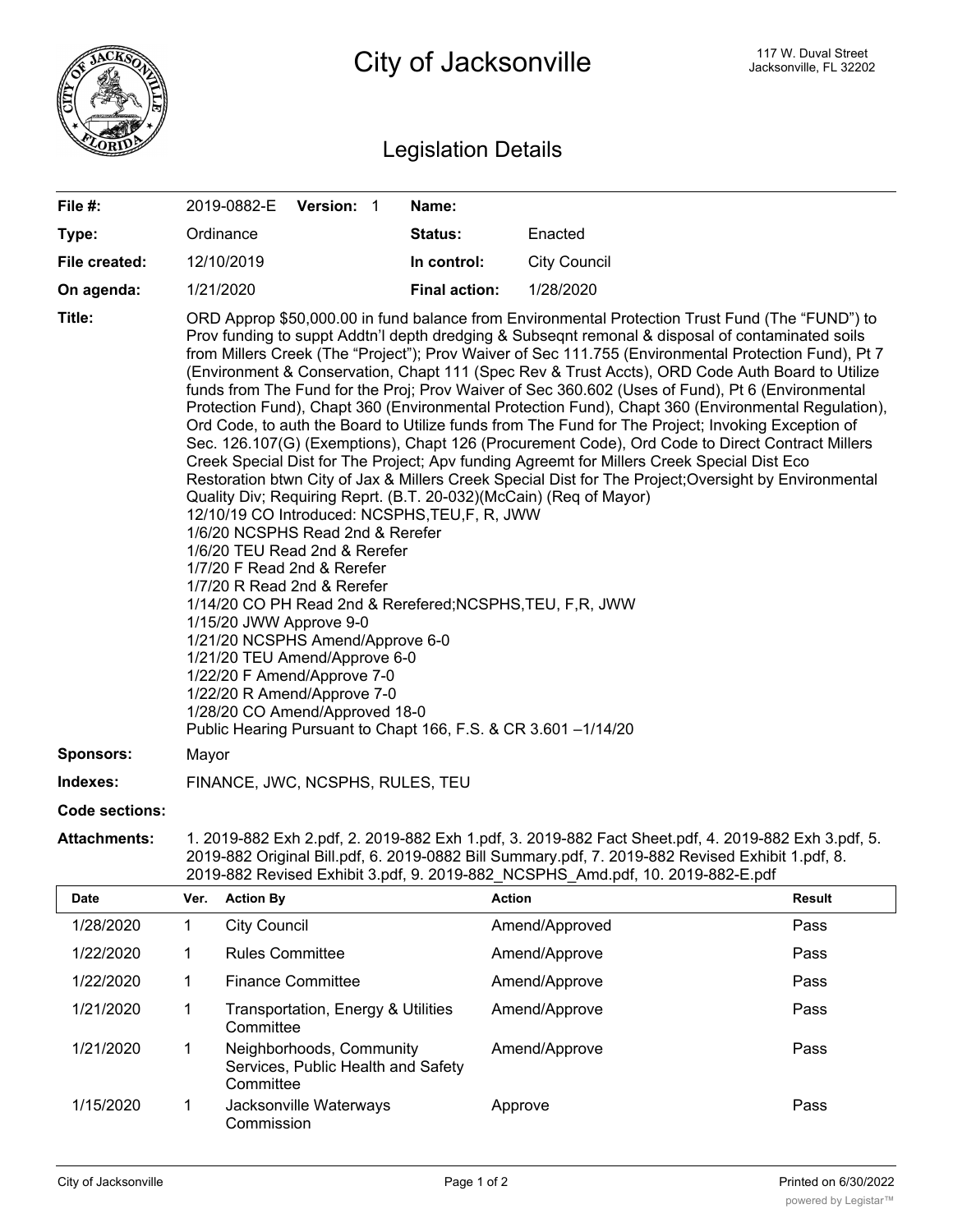# City of Jacksonville

117 W. Duval Street
Jacksonville, FL 32202

## Legislation Details

| | | | |
|---|---|---|---|
| **File #:** | 2019-0882-E **Version:** 1 | **Name:** | |
| **Type:** | Ordinance | **Status:** | Enacted |
| **File created:** | 12/10/2019 | **In control:** | City Council |
| **On agenda:** | 1/21/2020 | **Final action:** | 1/28/2020 |

**Title:** ORD Approp $50,000.00 in fund balance from Environmental Protection Trust Fund (The "FUND") to Prov funding to suppt Addtn'l depth dredging & Subseqnt remonal & disposal of contaminated soils from Millers Creek (The "Project"); Prov Waiver of Sec 111.755 (Environmental Protection Fund), Pt 7 (Environment & Conservation, Chapt 111 (Spec Rev & Trust Accts), ORD Code Auth Board to Utilize funds from The Fund for the Proj; Prov Waiver of Sec 360.602 (Uses of Fund), Pt 6 (Environmental Protection Fund), Chapt 360 (Environmental Protection Fund), Chapt 360 (Environmental Regulation), Ord Code, to auth the Board to Utilize funds from The Fund for The Project; Invoking Exception of Sec. 126.107(G) (Exemptions), Chapt 126 (Procurement Code), Ord Code to Direct Contract Millers Creek Special Dist for The Project; Apv funding Agreemt for Millers Creek Special Dist Eco Restoration btwn City of Jax & Millers Creek Special Dist for The Project;Oversight by Environmental Quality Div; Requiring Reprt. (B.T. 20-032)(McCain) (Req of Mayor)
12/10/19 CO Introduced: NCSPHS,TEU,F, R, JWW
1/6/20 NCSPHS Read 2nd & Rerefer
1/6/20 TEU Read 2nd & Rerefer
1/7/20 F Read 2nd & Rerefer
1/7/20 R Read 2nd & Rerefer
1/14/20 CO PH Read 2nd & Rerefered;NCSPHS,TEU, F,R, JWW
1/15/20 JWW Approve 9-0
1/21/20 NCSPHS Amend/Approve 6-0
1/21/20 TEU Amend/Approve 6-0
1/22/20 F Amend/Approve 7-0
1/22/20 R Amend/Approve 7-0
1/28/20 CO Amend/Approved 18-0
Public Hearing Pursuant to Chapt 166, F.S. & CR 3.601 –1/14/20

**Sponsors:** Mayor

**Indexes:** FINANCE, JWC, NCSPHS, RULES, TEU

**Code sections:**

**Attachments:** 1. 2019-882 Exh 2.pdf, 2. 2019-882 Exh 1.pdf, 3. 2019-882 Fact Sheet.pdf, 4. 2019-882 Exh 3.pdf, 5. 2019-882 Original Bill.pdf, 6. 2019-0882 Bill Summary.pdf, 7. 2019-882 Revised Exhibit 1.pdf, 8. 2019-882 Revised Exhibit 3.pdf, 9. 2019-882_NCSPHS_Amd.pdf, 10. 2019-882-E.pdf

| Date | Ver. | Action By | Action | Result |
|---|---|---|---|---|
| 1/28/2020 | 1 | City Council | Amend/Approved | Pass |
| 1/22/2020 | 1 | Rules Committee | Amend/Approve | Pass |
| 1/22/2020 | 1 | Finance Committee | Amend/Approve | Pass |
| 1/21/2020 | 1 | Transportation, Energy & Utilities Committee | Amend/Approve | Pass |
| 1/21/2020 | 1 | Neighborhoods, Community Services, Public Health and Safety Committee | Amend/Approve | Pass |
| 1/15/2020 | 1 | Jacksonville Waterways Commission | Approve | Pass |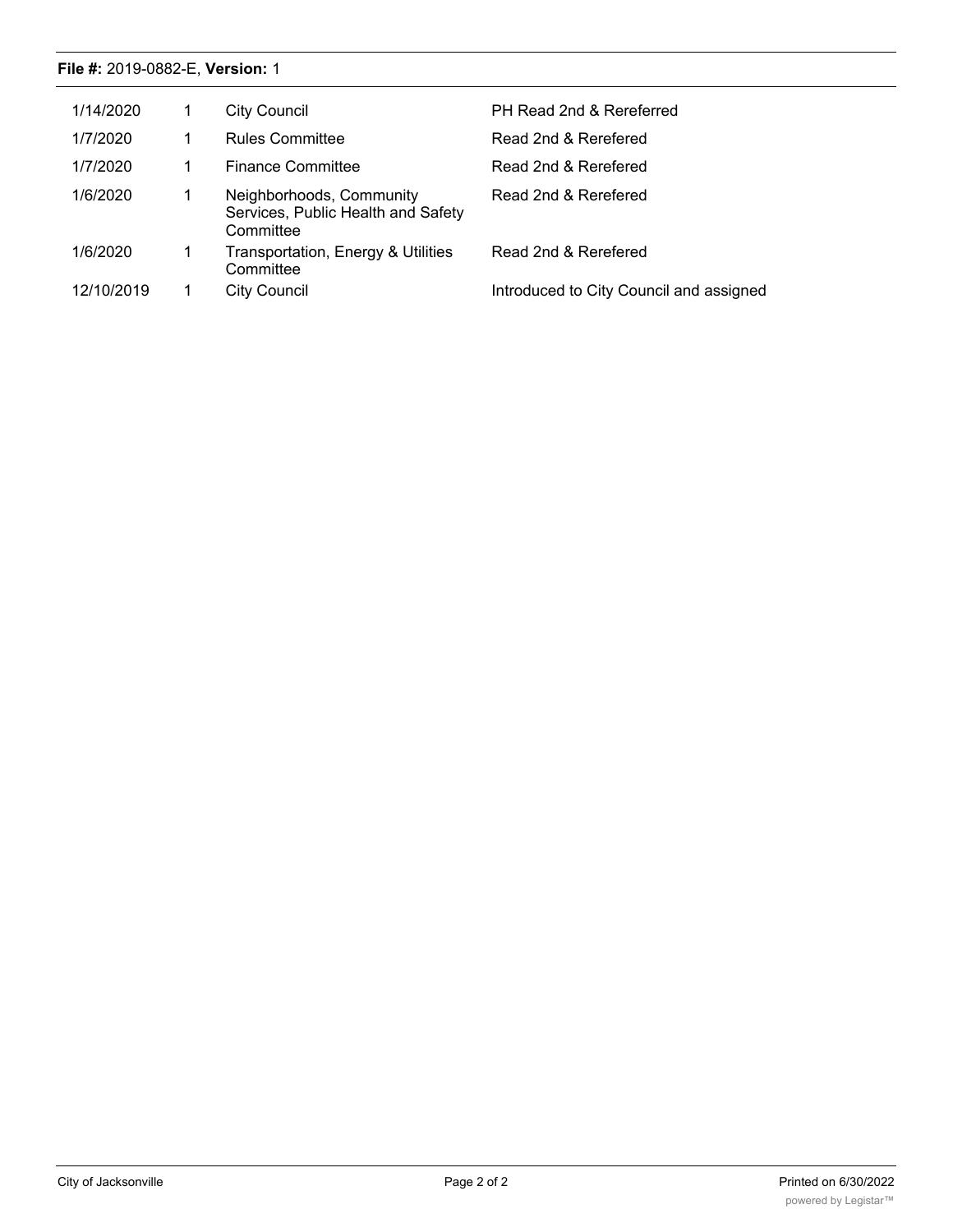**File #:** 2019-0882-E, **Version:** 1

| | | | |
|---|---|---|---|
| 1/14/2020 | 1 | City Council | PH Read 2nd & Rereferred |
| 1/7/2020 | 1 | Rules Committee | Read 2nd & Rerefered |
| 1/7/2020 | 1 | Finance Committee | Read 2nd & Rerefered |
| 1/6/2020 | 1 | Neighborhoods, Community Services, Public Health and Safety Committee | Read 2nd & Rerefered |
| 1/6/2020 | 1 | Transportation, Energy & Utilities Committee | Read 2nd & Rerefered |
| 12/10/2019 | 1 | City Council | Introduced to City Council and assigned |